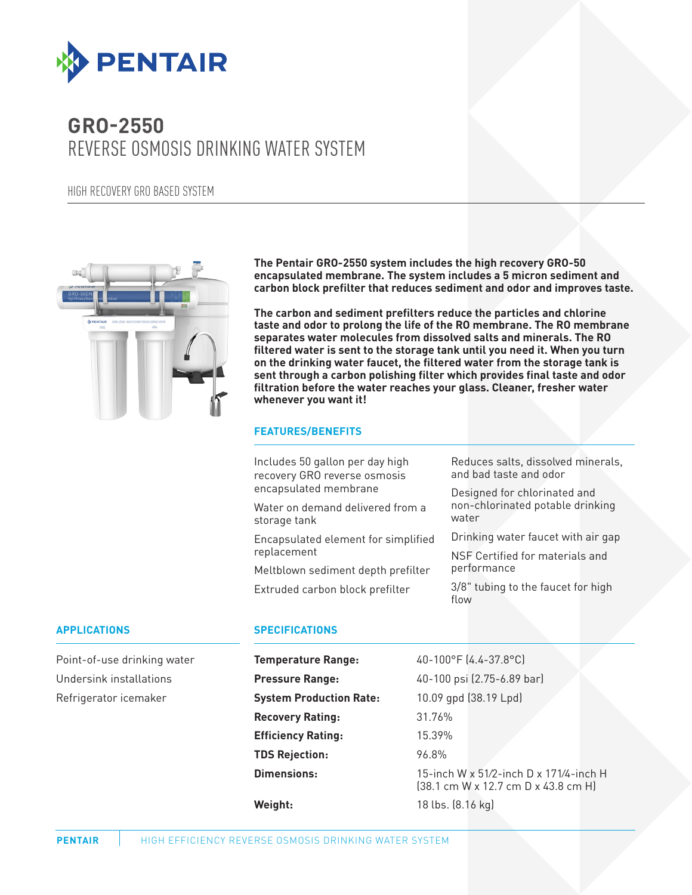# GRO-2550

## REVERSE OSMOSIS DRINKING WATER SYSTEM

HIGH RECOVERY GRO BASED SYSTEM

**The Pentair GRO-2550 system includes the high recovery GRO-50 encapsulated membrane. The system includes a 5 micron sediment and carbon block prefilter that reduces sediment and odor and improves taste.**

**The carbon and sediment prefilters reduce the particles and chlorine taste and odor to prolong the life of the RO membrane. The RO membrane separates water molecules from dissolved salts and minerals. The RO filtered water is sent to the storage tank until you need it. When you turn on the drinking water faucet, the filtered water from the storage tank is sent through a carbon polishing filter which provides final taste and odor filtration before the water reaches your glass. Cleaner, fresher water whenever you want it!**

### FEATURES/BENEFITS

- Includes 50 gallon per day high recovery GRO reverse osmosis encapsulated membrane
- Water on demand delivered from a storage tank
- Encapsulated element for simplified replacement
- Meltblown sediment depth prefilter
- Extruded carbon block prefilter
- Reduces salts, dissolved minerals, and bad taste and odor
- Designed for chlorinated and non-chlorinated potable drinking water
- Drinking water faucet with air gap
- NSF Certified for materials and performance
- 3/8" tubing to the faucet for high flow

### APPLICATIONS

- Point-of-use drinking water
- Undersink installations
- Refrigerator icemaker

### SPECIFICATIONS

| | |
|---|---|
| **Temperature Range:** | 40-100°F (4.4-37.8°C) |
| **Pressure Range:** | 40-100 psi (2.75-6.89 bar) |
| **System Production Rate:** | 10.09 gpd (38.19 Lpd) |
| **Recovery Rating:** | 31.76% |
| **Efficiency Rating:** | 15.39% |
| **TDS Rejection:** | 96.8% |
| **Dimensions:** | 15-inch W x 5½-inch D x 17¼-inch H (38.1 cm W x 12.7 cm D x 43.8 cm H) |
| **Weight:** | 18 lbs. (8.16 kg) |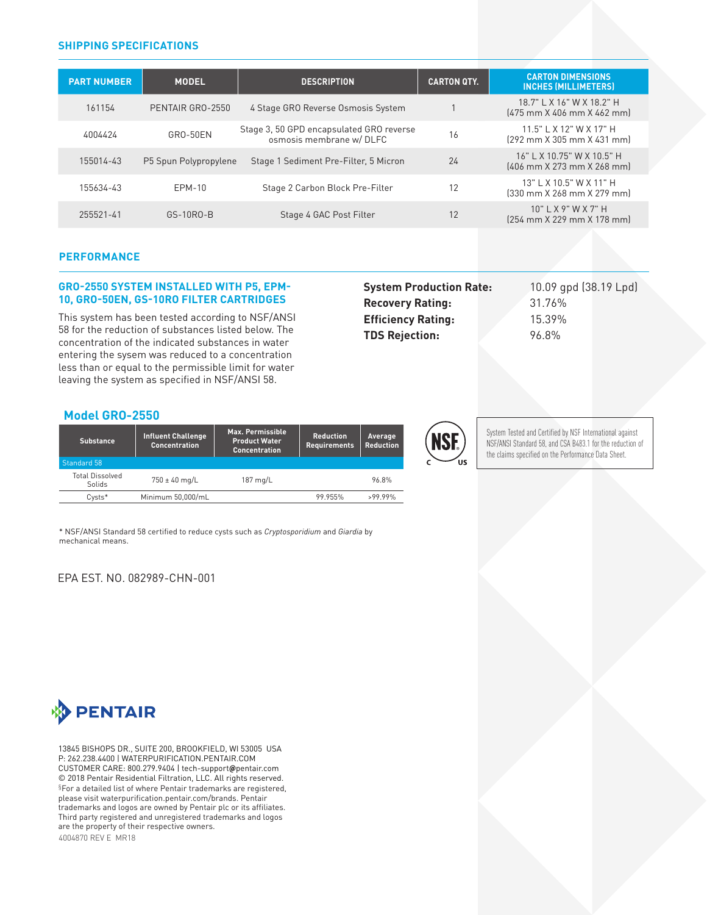## SHIPPING SPECIFICATIONS

| PART NUMBER | MODEL | DESCRIPTION | CARTON QTY. | CARTON DIMENSIONS INCHES (MILLIMETERS) |
|---|---|---|---|---|
| 161154 | PENTAIR GRO-2550 | 4 Stage GRO Reverse Osmosis System | 1 | 18.7" L X 16" W X 18.2" H (475 mm X 406 mm X 462 mm) |
| 4004424 | GRO-50EN | Stage 3, 50 GPD encapsulated GRO reverse osmosis membrane w/ DLFC | 16 | 11.5" L X 12" W X 17" H (292 mm X 305 mm X 431 mm) |
| 155014-43 | P5 Spun Polypropylene | Stage 1 Sediment Pre-Filter, 5 Micron | 24 | 16" L X 10.75" W X 10.5" H (406 mm X 273 mm X 268 mm) |
| 155634-43 | EPM-10 | Stage 2 Carbon Block Pre-Filter | 12 | 13" L X 10.5" W X 11" H (330 mm X 268 mm X 279 mm) |
| 255521-41 | GS-10RO-B | Stage 4 GAC Post Filter | 12 | 10" L X 9" W X 7" H (254 mm X 229 mm X 178 mm) |

## PERFORMANCE

### GRO-2550 SYSTEM INSTALLED WITH P5, EPM-10, GRO-50EN, GS-10RO FILTER CARTRIDGES

This system has been tested according to NSF/ANSI 58 for the reduction of substances listed below. The concentration of the indicated substances in water entering the sysem was reduced to a concentration less than or equal to the permissible limit for water leaving the system as specified in NSF/ANSI 58.

**System Production Rate:** 10.09 gpd (38.19 Lpd)
**Recovery Rating:** 31.76%
**Efficiency Rating:** 15.39%
**TDS Rejection:** 96.8%

### Model GRO-2550

| Substance | Influent Challenge Concentration | Max. Permissible Product Water Concentration | Reduction Requirements | Average Reduction |
|---|---|---|---|---|
| Standard 58 | | | | |
| Total Dissolved Solids | 750 ± 40 mg/L | 187 mg/L | | 96.8% |
| Cysts* | Minimum 50,000/mL | | 99.955% | >99.99% |

System Tested and Certified by NSF International against NSF/ANSI Standard 58, and CSA B483.1 for the reduction of the claims specified on the Performance Data Sheet.

\* NSF/ANSI Standard 58 certified to reduce cysts such as *Cryptosporidium* and *Giardia* by mechanical means.

EPA EST. NO. 082989-CHN-001

**PENTAIR**

13845 BISHOPS DR., SUITE 200, BROOKFIELD, WI 53005 USA
P: 262.238.4400 | WATERPURIFICATION.PENTAIR.COM
CUSTOMER CARE: 800.279.9404 | tech-support@pentair.com
© 2018 Pentair Residential Filtration, LLC. All rights reserved.
§For a detailed list of where Pentair trademarks are registered, please visit waterpurification.pentair.com/brands. Pentair trademarks and logos are owned by Pentair plc or its affiliates. Third party registered and unregistered trademarks and logos are the property of their respective owners.
4004870 REV E MR18